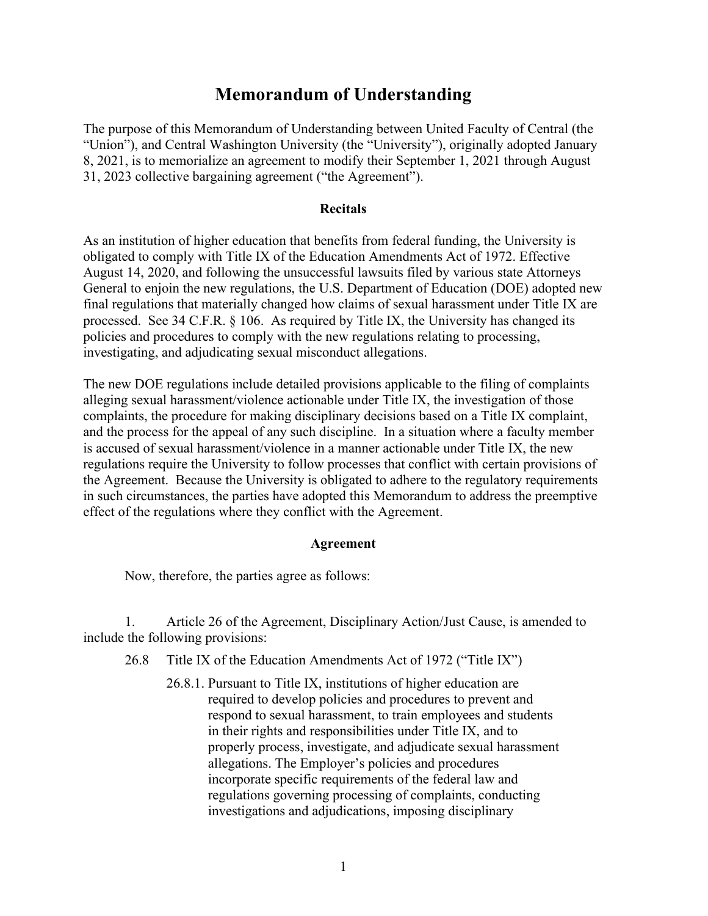# Memorandum of Understanding

The purpose of this Memorandum of Understanding between United Faculty of Central (the "Union"), and Central Washington University (the "University"), originally adopted January 8, 2021, is to memorialize an agreement to modify their September 1, 2021 through August 31, 2023 collective bargaining agreement ("the Agreement").

### Recitals

As an institution of higher education that benefits from federal funding, the University is obligated to comply with Title IX of the Education Amendments Act of 1972. Effective August 14, 2020, and following the unsuccessful lawsuits filed by various state Attorneys General to enjoin the new regulations, the U.S. Department of Education (DOE) adopted new final regulations that materially changed how claims of sexual harassment under Title IX are processed. See 34 C.F.R. § 106. As required by Title IX, the University has changed its policies and procedures to comply with the new regulations relating to processing, investigating, and adjudicating sexual misconduct allegations.

The new DOE regulations include detailed provisions applicable to the filing of complaints alleging sexual harassment/violence actionable under Title IX, the investigation of those complaints, the procedure for making disciplinary decisions based on a Title IX complaint, and the process for the appeal of any such discipline. In a situation where a faculty member is accused of sexual harassment/violence in a manner actionable under Title IX, the new regulations require the University to follow processes that conflict with certain provisions of the Agreement. Because the University is obligated to adhere to the regulatory requirements in such circumstances, the parties have adopted this Memorandum to address the preemptive effect of the regulations where they conflict with the Agreement.

### Agreement

Now, therefore, the parties agree as follows:

1. Article 26 of the Agreement, Disciplinary Action/Just Cause, is amended to include the following provisions:

26.8 Title IX of the Education Amendments Act of 1972 ("Title IX")

26.8.1. Pursuant to Title IX, institutions of higher education are required to develop policies and procedures to prevent and respond to sexual harassment, to train employees and students in their rights and responsibilities under Title IX, and to properly process, investigate, and adjudicate sexual harassment allegations. The Employer's policies and procedures incorporate specific requirements of the federal law and regulations governing processing of complaints, conducting investigations and adjudications, imposing disciplinary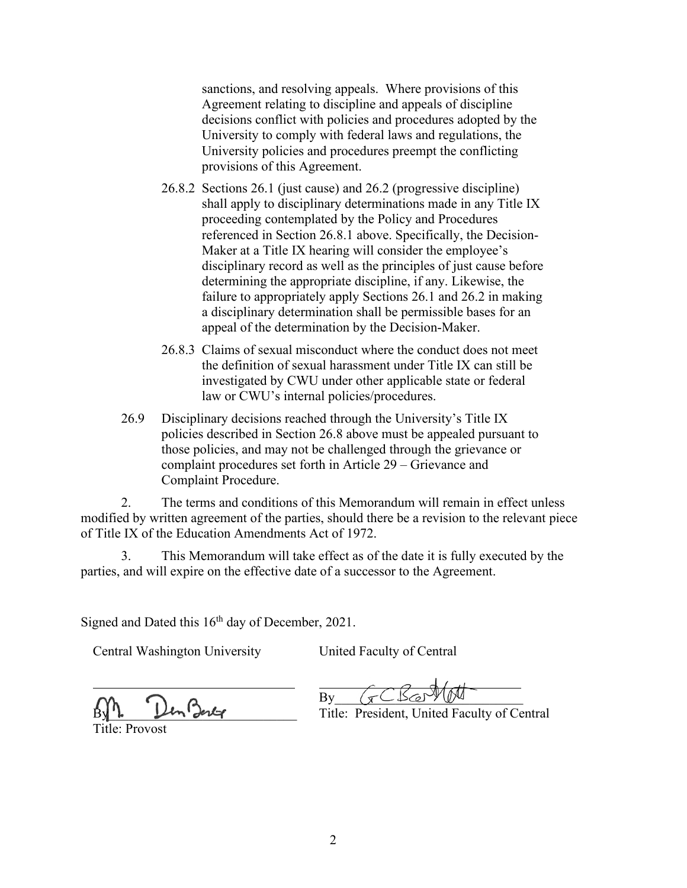sanctions, and resolving appeals. Where provisions of this Agreement relating to discipline and appeals of discipline decisions conflict with policies and procedures adopted by the University to comply with federal laws and regulations, the University policies and procedures preempt the conflicting provisions of this Agreement.

26.8.2 Sections 26.1 (just cause) and 26.2 (progressive discipline) shall apply to disciplinary determinations made in any Title IX proceeding contemplated by the Policy and Procedures referenced in Section 26.8.1 above. Specifically, the Decision-Maker at a Title IX hearing will consider the employee's disciplinary record as well as the principles of just cause before determining the appropriate discipline, if any. Likewise, the failure to appropriately apply Sections 26.1 and 26.2 in making a disciplinary determination shall be permissible bases for an appeal of the determination by the Decision-Maker.

26.8.3 Claims of sexual misconduct where the conduct does not meet the definition of sexual harassment under Title IX can still be investigated by CWU under other applicable state or federal law or CWU's internal policies/procedures.

26.9 Disciplinary decisions reached through the University's Title IX policies described in Section 26.8 above must be appealed pursuant to those policies, and may not be challenged through the grievance or complaint procedures set forth in Article 29 – Grievance and Complaint Procedure.

2. The terms and conditions of this Memorandum will remain in effect unless modified by written agreement of the parties, should there be a revision to the relevant piece of Title IX of the Education Amendments Act of 1972.

3. This Memorandum will take effect as of the date it is fully executed by the parties, and will expire on the effective date of a successor to the Agreement.

Signed and Dated this 16th day of December, 2021.

Central Washington University

By M. DenBerg

Title: Provost

United Faculty of Central

By G C Bartlett

Title: President, United Faculty of Central